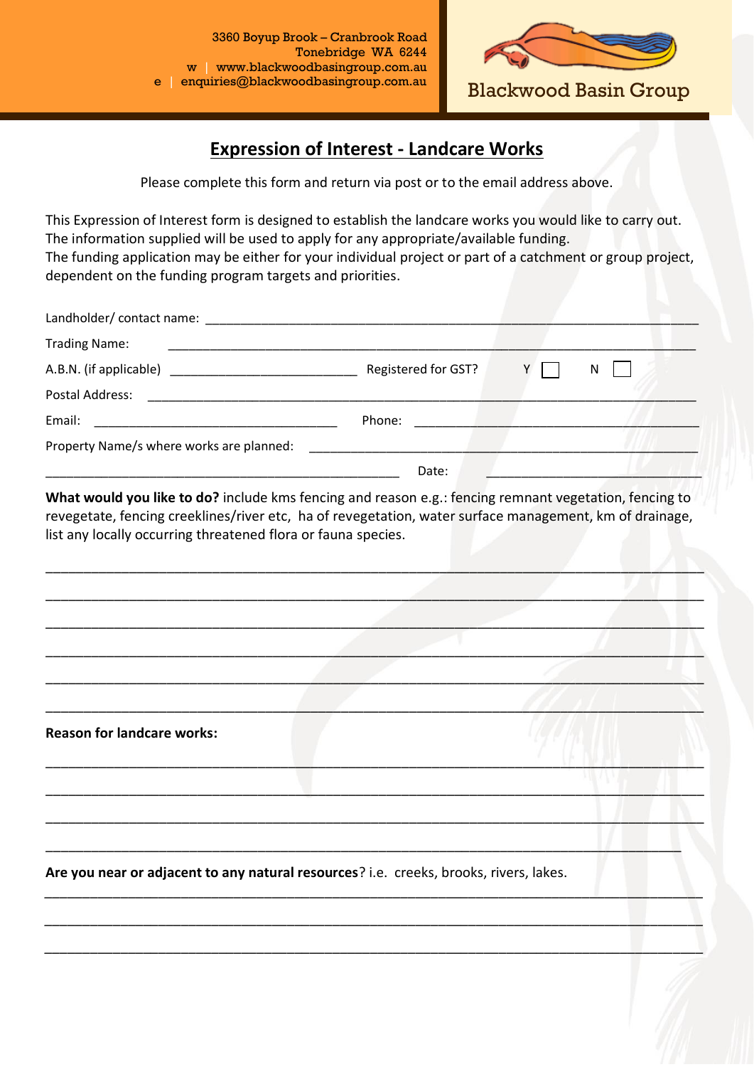3360 Boyup Brook – Cranbrook Road
Tonebridge WA 6244
w | www.blackwoodbasingroup.com.au
e | enquiries@blackwoodbasingroup.com.au

Blackwood Basin Group

# Expression of Interest - Landcare Works

Please complete this form and return via post or to the email address above.

This Expression of Interest form is designed to establish the landcare works you would like to carry out. The information supplied will be used to apply for any appropriate/available funding.
The funding application may be either for your individual project or part of a catchment or group project, dependent on the funding program targets and priorities.

Landholder/ contact name: ____________________________________________

Trading Name: ____________________________________________

A.B.N. (if applicable) ____________________ Registered for GST? Y ☐ N ☐

Postal Address: ____________________________________________

Email: ____________________ Phone: ____________________

Property Name/s where works are planned: ____________________________________________

____________________________________________ Date: ____________________

**What would you like to do?** include kms fencing and reason e.g.: fencing remnant vegetation, fencing to revegetate, fencing creeklines/river etc, ha of revegetation, water surface management, km of drainage, list any locally occurring threatened flora or fauna species.

____________________________________________

____________________________________________

____________________________________________

____________________________________________

____________________________________________

____________________________________________

**Reason for landcare works:**

____________________________________________

____________________________________________

____________________________________________

____________________________________________

**Are you near or adjacent to any natural resources**? i.e. creeks, brooks, rivers, lakes.

____________________________________________

____________________________________________

____________________________________________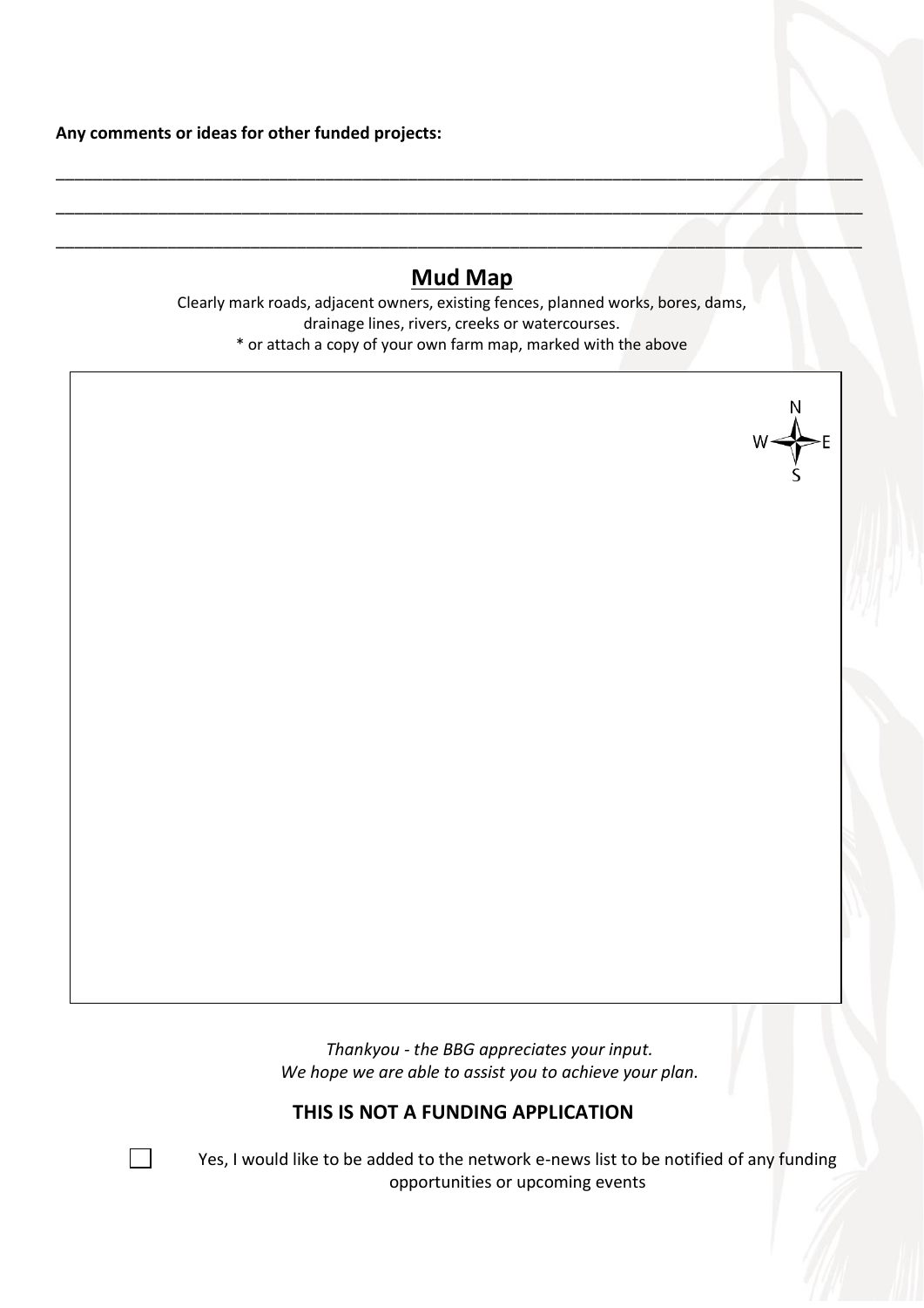**Any comments or ideas for other funded projects:**

_______________________________________________________________________________

_______________________________________________________________________________

_______________________________________________________________________________

## Mud Map

Clearly mark roads, adjacent owners, existing fences, planned works, bores, dams, drainage lines, rivers, creeks or watercourses.

\* or attach a copy of your own farm map, marked with the above

N

W E

S

*Thankyou - the BBG appreciates your input.*
*We hope we are able to assist you to achieve your plan.*

**THIS IS NOT A FUNDING APPLICATION**

☐ Yes, I would like to be added to the network e-news list to be notified of any funding opportunities or upcoming events